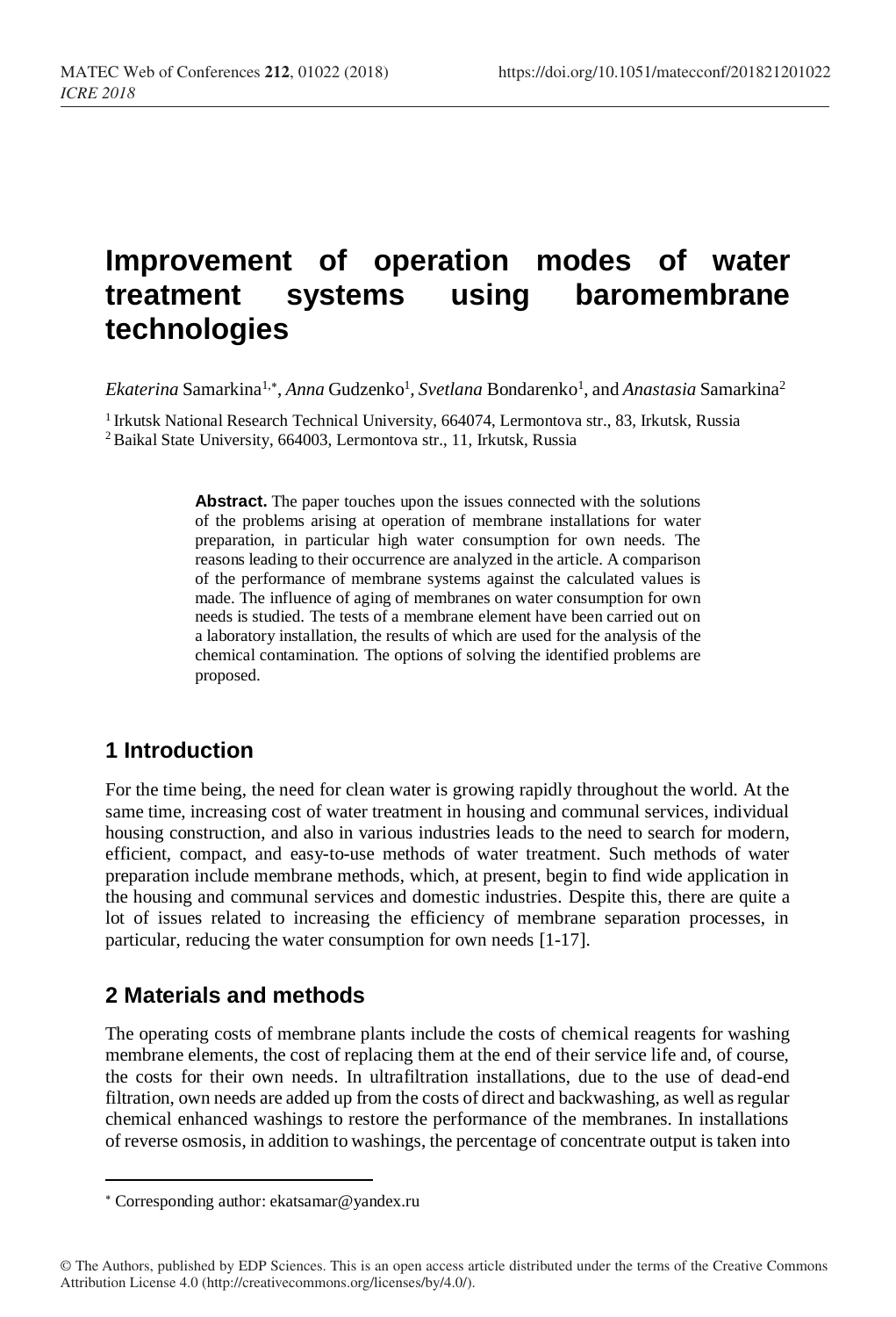# Improvement of operation modes of water treatment systems using baromembrane technologies

*Ekaterina* Samarkina[1,*], *Anna* Gudzenko[1], *Svetlana* Bondarenko[1], and *Anastasia* Samarkina[2]

[1] Irkutsk National Research Technical University, 664074, Lermontova str., 83, Irkutsk, Russia
[2] Baikal State University, 664003, Lermontova str., 11, Irkutsk, Russia

**Abstract.** The paper touches upon the issues connected with the solutions of the problems arising at operation of membrane installations for water preparation, in particular high water consumption for own needs. The reasons leading to their occurrence are analyzed in the article. A comparison of the performance of membrane systems against the calculated values is made. The influence of aging of membranes on water consumption for own needs is studied. The tests of a membrane element have been carried out on a laboratory installation, the results of which are used for the analysis of the chemical contamination. The options of solving the identified problems are proposed.

## 1 Introduction

For the time being, the need for clean water is growing rapidly throughout the world. At the same time, increasing cost of water treatment in housing and communal services, individual housing construction, and also in various industries leads to the need to search for modern, efficient, compact, and easy-to-use methods of water treatment. Such methods of water preparation include membrane methods, which, at present, begin to find wide application in the housing and communal services and domestic industries. Despite this, there are quite a lot of issues related to increasing the efficiency of membrane separation processes, in particular, reducing the water consumption for own needs [1-17].

## 2 Materials and methods

The operating costs of membrane plants include the costs of chemical reagents for washing membrane elements, the cost of replacing them at the end of their service life and, of course, the costs for their own needs. In ultrafiltration installations, due to the use of dead-end filtration, own needs are added up from the costs of direct and backwashing, as well as regular chemical enhanced washings to restore the performance of the membranes. In installations of reverse osmosis, in addition to washings, the percentage of concentrate output is taken into

* Corresponding author: ekatsamar@yandex.ru

© The Authors, published by EDP Sciences. This is an open access article distributed under the terms of the Creative Commons Attribution License 4.0 (http://creativecommons.org/licenses/by/4.0/).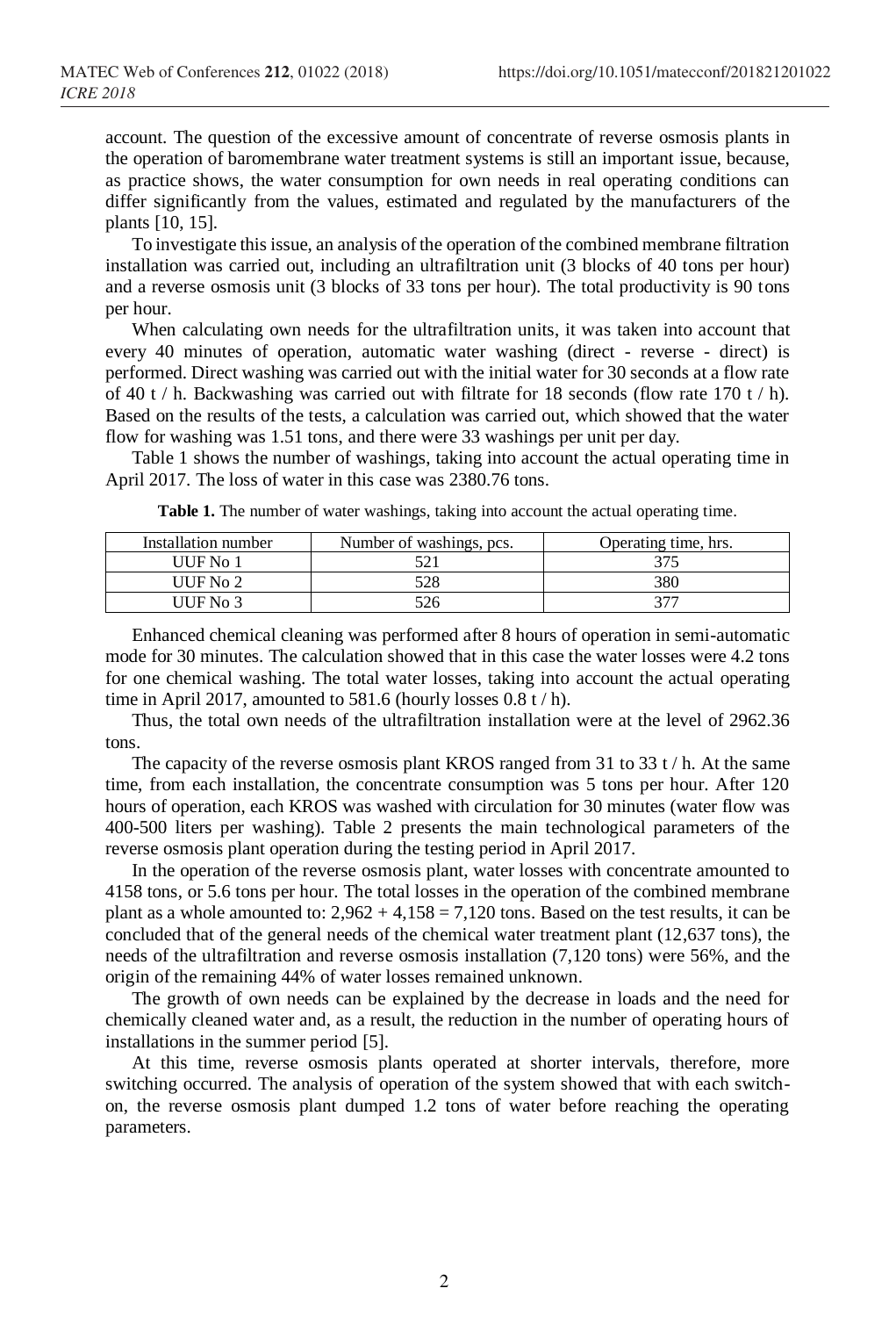account. The question of the excessive amount of concentrate of reverse osmosis plants in the operation of baromembrane water treatment systems is still an important issue, because, as practice shows, the water consumption for own needs in real operating conditions can differ significantly from the values, estimated and regulated by the manufacturers of the plants [10, 15].

To investigate this issue, an analysis of the operation of the combined membrane filtration installation was carried out, including an ultrafiltration unit (3 blocks of 40 tons per hour) and a reverse osmosis unit (3 blocks of 33 tons per hour). The total productivity is 90 tons per hour.

When calculating own needs for the ultrafiltration units, it was taken into account that every 40 minutes of operation, automatic water washing (direct - reverse - direct) is performed. Direct washing was carried out with the initial water for 30 seconds at a flow rate of 40 t / h. Backwashing was carried out with filtrate for 18 seconds (flow rate 170 t / h). Based on the results of the tests, a calculation was carried out, which showed that the water flow for washing was 1.51 tons, and there were 33 washings per unit per day.

Table 1 shows the number of washings, taking into account the actual operating time in April 2017. The loss of water in this case was 2380.76 tons.

**Table 1.** The number of water washings, taking into account the actual operating time.

| Installation number | Number of washings, pcs. | Operating time, hrs. |
|---|---|---|
| UUF No 1 | 521 | 375 |
| UUF No 2 | 528 | 380 |
| UUF No 3 | 526 | 377 |

Enhanced chemical cleaning was performed after 8 hours of operation in semi-automatic mode for 30 minutes. The calculation showed that in this case the water losses were 4.2 tons for one chemical washing. The total water losses, taking into account the actual operating time in April 2017, amounted to 581.6 (hourly losses 0.8 t / h).

Thus, the total own needs of the ultrafiltration installation were at the level of 2962.36 tons.

The capacity of the reverse osmosis plant KROS ranged from 31 to 33 t / h. At the same time, from each installation, the concentrate consumption was 5 tons per hour. After 120 hours of operation, each KROS was washed with circulation for 30 minutes (water flow was 400-500 liters per washing). Table 2 presents the main technological parameters of the reverse osmosis plant operation during the testing period in April 2017.

In the operation of the reverse osmosis plant, water losses with concentrate amounted to 4158 tons, or 5.6 tons per hour. The total losses in the operation of the combined membrane plant as a whole amounted to: 2,962 + 4,158 = 7,120 tons. Based on the test results, it can be concluded that of the general needs of the chemical water treatment plant (12,637 tons), the needs of the ultrafiltration and reverse osmosis installation (7,120 tons) were 56%, and the origin of the remaining 44% of water losses remained unknown.

The growth of own needs can be explained by the decrease in loads and the need for chemically cleaned water and, as a result, the reduction in the number of operating hours of installations in the summer period [5].

At this time, reverse osmosis plants operated at shorter intervals, therefore, more switching occurred. The analysis of operation of the system showed that with each switch-on, the reverse osmosis plant dumped 1.2 tons of water before reaching the operating parameters.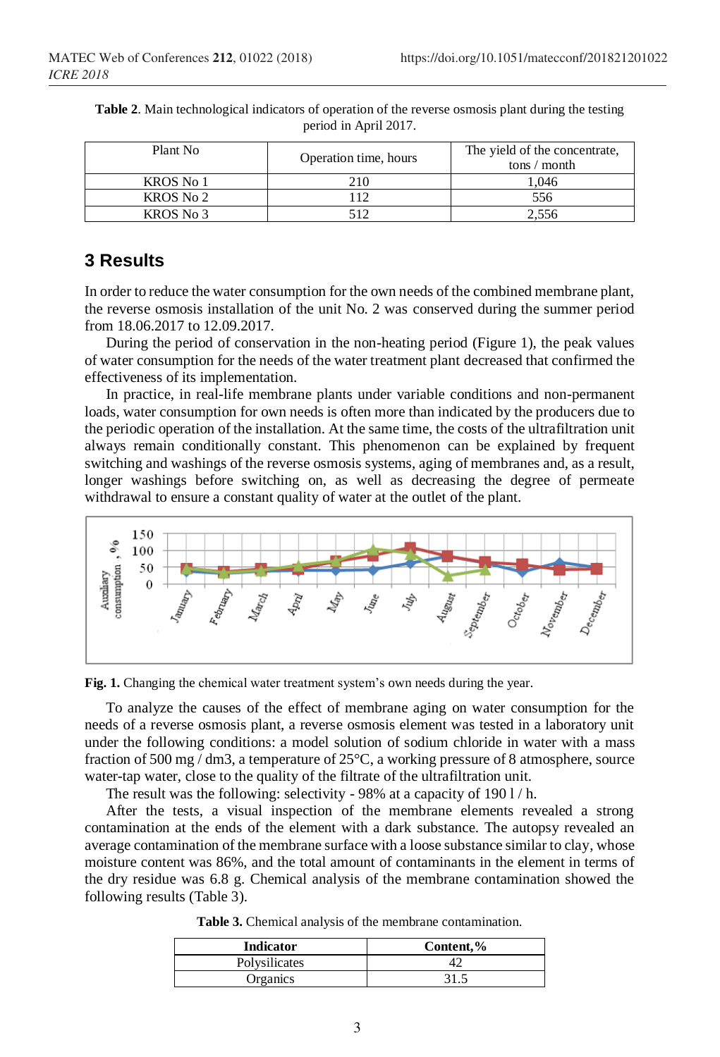**Table 2**. Main technological indicators of operation of the reverse osmosis plant during the testing period in April 2017.

| Plant No | Operation time, hours | The yield of the concentrate, tons / month |
|---|---|---|
| KROS No 1 | 210 | 1,046 |
| KROS No 2 | 112 | 556 |
| KROS No 3 | 512 | 2,556 |

## 3 Results

In order to reduce the water consumption for the own needs of the combined membrane plant, the reverse osmosis installation of the unit No. 2 was conserved during the summer period from 18.06.2017 to 12.09.2017.

During the period of conservation in the non-heating period (Figure 1), the peak values of water consumption for the needs of the water treatment plant decreased that confirmed the effectiveness of its implementation.

In practice, in real-life membrane plants under variable conditions and non-permanent loads, water consumption for own needs is often more than indicated by the producers due to the periodic operation of the installation. At the same time, the costs of the ultrafiltration unit always remain conditionally constant. This phenomenon can be explained by frequent switching and washings of the reverse osmosis systems, aging of membranes and, as a result, longer washings before switching on, as well as decreasing the degree of permeate withdrawal to ensure a constant quality of water at the outlet of the plant.

**Fig. 1.** Changing the chemical water treatment system's own needs during the year.

To analyze the causes of the effect of membrane aging on water consumption for the needs of a reverse osmosis plant, a reverse osmosis element was tested in a laboratory unit under the following conditions: a model solution of sodium chloride in water with a mass fraction of 500 mg / dm3, a temperature of 25°C, a working pressure of 8 atmosphere, source water-tap water, close to the quality of the filtrate of the ultrafiltration unit.

The result was the following: selectivity - 98% at a capacity of 190 l / h.

After the tests, a visual inspection of the membrane elements revealed a strong contamination at the ends of the element with a dark substance. The autopsy revealed an average contamination of the membrane surface with a loose substance similar to clay, whose moisture content was 86%, and the total amount of contaminants in the element in terms of the dry residue was 6.8 g. Chemical analysis of the membrane contamination showed the following results (Table 3).

**Table 3.** Chemical analysis of the membrane contamination.

| **Indicator** | **Content,%** |
|---|---|
| Polysilicates | 42 |
| Organics | 31.5 |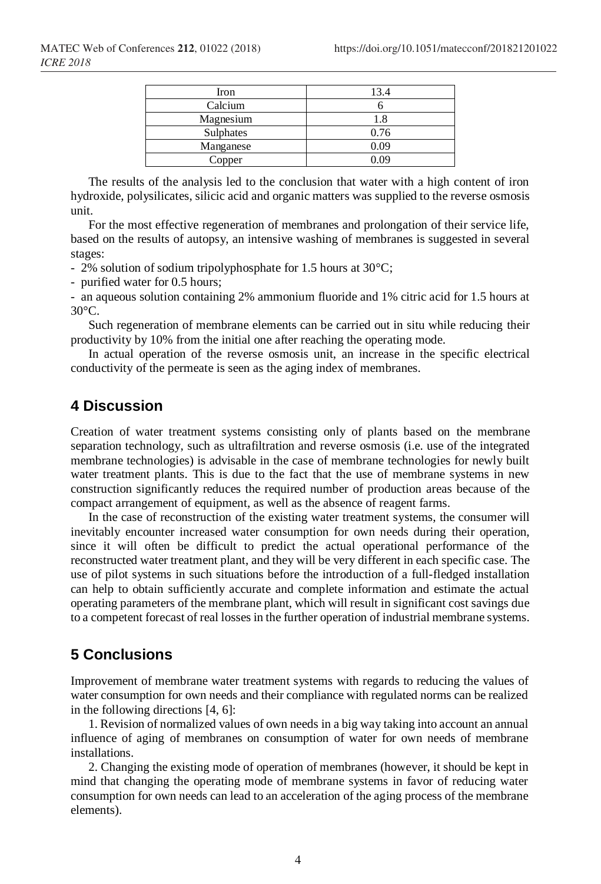| | |
|---|---|
| Iron | 13.4 |
| Calcium | 6 |
| Magnesium | 1.8 |
| Sulphates | 0.76 |
| Manganese | 0.09 |
| Copper | 0.09 |

The results of the analysis led to the conclusion that water with a high content of iron hydroxide, polysilicates, silicic acid and organic matters was supplied to the reverse osmosis unit.

For the most effective regeneration of membranes and prolongation of their service life, based on the results of autopsy, an intensive washing of membranes is suggested in several stages:

- 2% solution of sodium tripolyphosphate for 1.5 hours at 30°C;
- purified water for 0.5 hours;
- an aqueous solution containing 2% ammonium fluoride and 1% citric acid for 1.5 hours at 30°C.

Such regeneration of membrane elements can be carried out in situ while reducing their productivity by 10% from the initial one after reaching the operating mode.

In actual operation of the reverse osmosis unit, an increase in the specific electrical conductivity of the permeate is seen as the aging index of membranes.

## 4 Discussion

Creation of water treatment systems consisting only of plants based on the membrane separation technology, such as ultrafiltration and reverse osmosis (i.e. use of the integrated membrane technologies) is advisable in the case of membrane technologies for newly built water treatment plants. This is due to the fact that the use of membrane systems in new construction significantly reduces the required number of production areas because of the compact arrangement of equipment, as well as the absence of reagent farms.

In the case of reconstruction of the existing water treatment systems, the consumer will inevitably encounter increased water consumption for own needs during their operation, since it will often be difficult to predict the actual operational performance of the reconstructed water treatment plant, and they will be very different in each specific case. The use of pilot systems in such situations before the introduction of a full-fledged installation can help to obtain sufficiently accurate and complete information and estimate the actual operating parameters of the membrane plant, which will result in significant cost savings due to a competent forecast of real losses in the further operation of industrial membrane systems.

## 5 Conclusions

Improvement of membrane water treatment systems with regards to reducing the values of water consumption for own needs and their compliance with regulated norms can be realized in the following directions [4, 6]:

1. Revision of normalized values of own needs in a big way taking into account an annual influence of aging of membranes on consumption of water for own needs of membrane installations.

2. Changing the existing mode of operation of membranes (however, it should be kept in mind that changing the operating mode of membrane systems in favor of reducing water consumption for own needs can lead to an acceleration of the aging process of the membrane elements).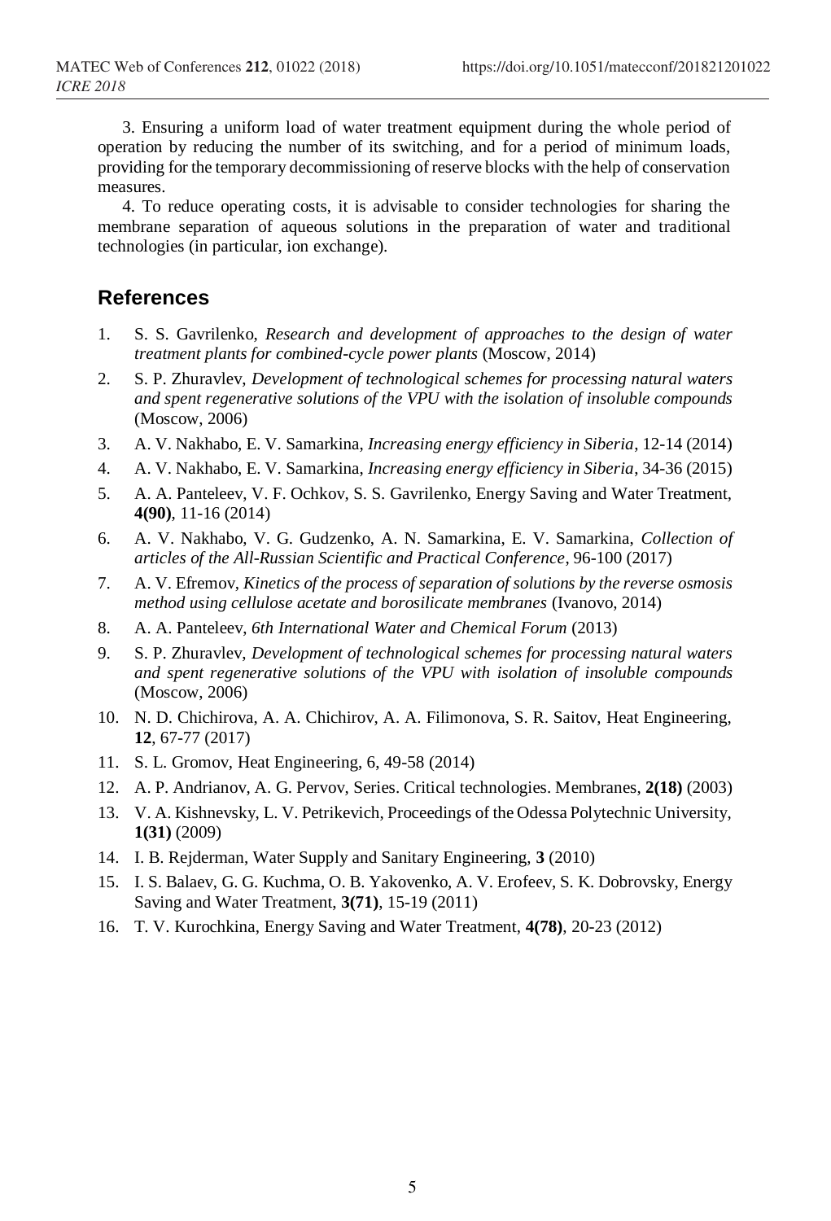3. Ensuring a uniform load of water treatment equipment during the whole period of operation by reducing the number of its switching, and for a period of minimum loads, providing for the temporary decommissioning of reserve blocks with the help of conservation measures.

4. To reduce operating costs, it is advisable to consider technologies for sharing the membrane separation of aqueous solutions in the preparation of water and traditional technologies (in particular, ion exchange).

## References

1. S. S. Gavrilenko, *Research and development of approaches to the design of water treatment plants for combined-cycle power plants* (Moscow, 2014)
2. S. P. Zhuravlev, *Development of technological schemes for processing natural waters and spent regenerative solutions of the VPU with the isolation of insoluble compounds* (Moscow, 2006)
3. A. V. Nakhabo, E. V. Samarkina, *Increasing energy efficiency in Siberia*, 12-14 (2014)
4. A. V. Nakhabo, E. V. Samarkina, *Increasing energy efficiency in Siberia*, 34-36 (2015)
5. A. A. Panteleev, V. F. Ochkov, S. S. Gavrilenko, Energy Saving and Water Treatment, **4(90)**, 11-16 (2014)
6. A. V. Nakhabo, V. G. Gudzenko, A. N. Samarkina, E. V. Samarkina, *Collection of articles of the All-Russian Scientific and Practical Conference*, 96-100 (2017)
7. A. V. Efremov, *Kinetics of the process of separation of solutions by the reverse osmosis method using cellulose acetate and borosilicate membranes* (Ivanovo, 2014)
8. A. A. Panteleev, *6th International Water and Chemical Forum* (2013)
9. S. P. Zhuravlev, *Development of technological schemes for processing natural waters and spent regenerative solutions of the VPU with isolation of insoluble compounds* (Moscow, 2006)
10. N. D. Chichirova, A. A. Chichirov, A. A. Filimonova, S. R. Saitov, Heat Engineering, **12**, 67-77 (2017)
11. S. L. Gromov, Heat Engineering, 6, 49-58 (2014)
12. A. P. Andrianov, A. G. Pervov, Series. Critical technologies. Membranes, **2(18)** (2003)
13. V. A. Kishnevsky, L. V. Petrikevich, Proceedings of the Odessa Polytechnic University, **1(31)** (2009)
14. I. B. Rejderman, Water Supply and Sanitary Engineering, **3** (2010)
15. I. S. Balaev, G. G. Kuchma, O. B. Yakovenko, A. V. Erofeev, S. K. Dobrovsky, Energy Saving and Water Treatment, **3(71)**, 15-19 (2011)
16. T. V. Kurochkina, Energy Saving and Water Treatment, **4(78)**, 20-23 (2012)